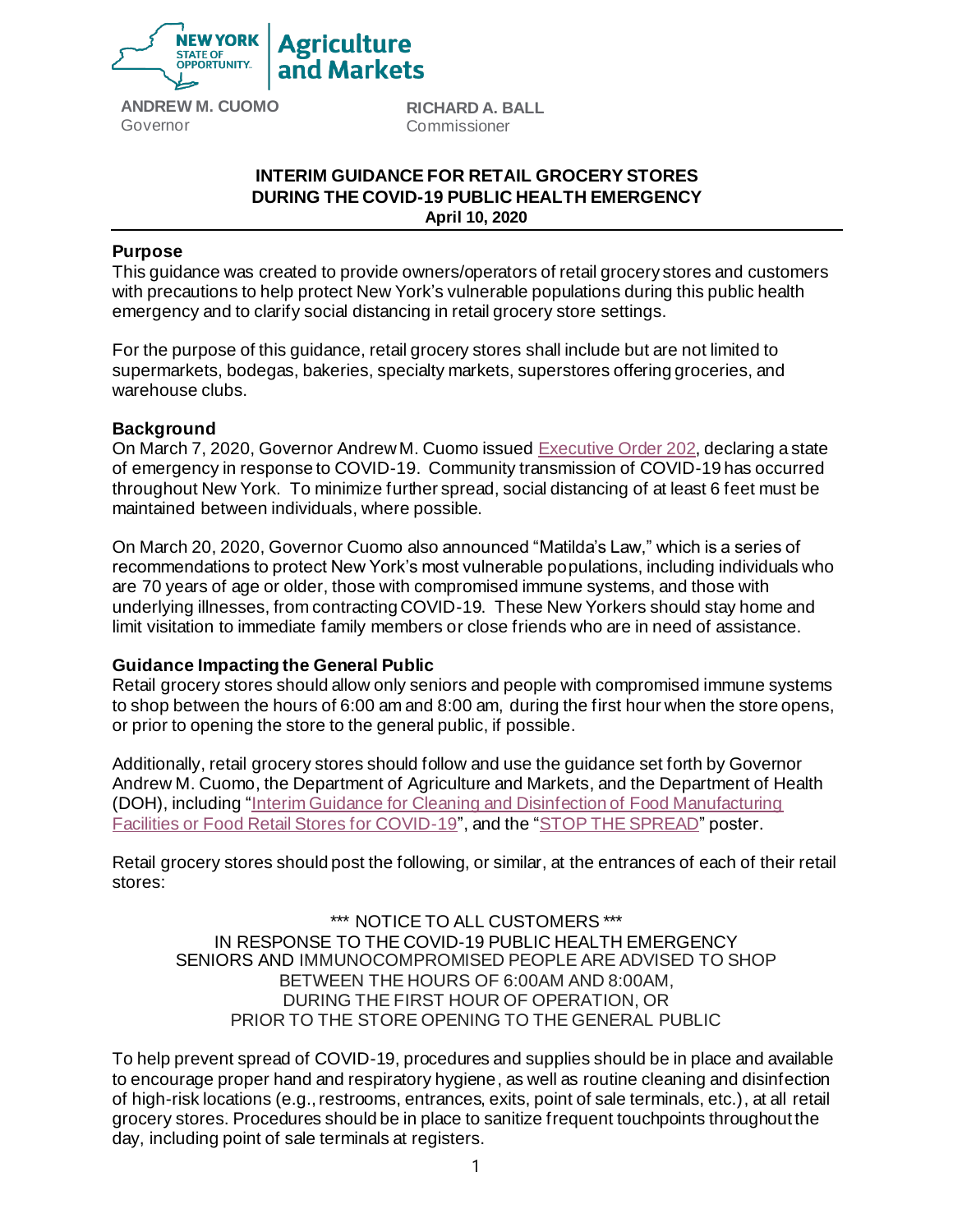NEW YORK STATE OF OPPORTUNITY. | Agriculture and Markets

**ANDREW M. CUOMO**
Governor

**RICHARD A. BALL**
Commissioner

## INTERIM GUIDANCE FOR RETAIL GROCERY STORES DURING THE COVID-19 PUBLIC HEALTH EMERGENCY

**April 10, 2020**

### Purpose

This guidance was created to provide owners/operators of retail grocery stores and customers with precautions to help protect New York's vulnerable populations during this public health emergency and to clarify social distancing in retail grocery store settings.

For the purpose of this guidance, retail grocery stores shall include but are not limited to supermarkets, bodegas, bakeries, specialty markets, superstores offering groceries, and warehouse clubs.

### Background

On March 7, 2020, Governor Andrew M. Cuomo issued Executive Order 202, declaring a state of emergency in response to COVID-19. Community transmission of COVID-19 has occurred throughout New York. To minimize further spread, social distancing of at least 6 feet must be maintained between individuals, where possible.

On March 20, 2020, Governor Cuomo also announced "Matilda's Law," which is a series of recommendations to protect New York's most vulnerable populations, including individuals who are 70 years of age or older, those with compromised immune systems, and those with underlying illnesses, from contracting COVID-19. These New Yorkers should stay home and limit visitation to immediate family members or close friends who are in need of assistance.

### Guidance Impacting the General Public

Retail grocery stores should allow only seniors and people with compromised immune systems to shop between the hours of 6:00 am and 8:00 am, during the first hour when the store opens, or prior to opening the store to the general public, if possible.

Additionally, retail grocery stores should follow and use the guidance set forth by Governor Andrew M. Cuomo, the Department of Agriculture and Markets, and the Department of Health (DOH), including "Interim Guidance for Cleaning and Disinfection of Food Manufacturing Facilities or Food Retail Stores for COVID-19", and the "STOP THE SPREAD" poster.

Retail grocery stores should post the following, or similar, at the entrances of each of their retail stores:

\*\*\* NOTICE TO ALL CUSTOMERS \*\*\*
IN RESPONSE TO THE COVID-19 PUBLIC HEALTH EMERGENCY
SENIORS AND IMMUNOCOMPROMISED PEOPLE ARE ADVISED TO SHOP
BETWEEN THE HOURS OF 6:00AM AND 8:00AM,
DURING THE FIRST HOUR OF OPERATION, OR
PRIOR TO THE STORE OPENING TO THE GENERAL PUBLIC

To help prevent spread of COVID-19, procedures and supplies should be in place and available to encourage proper hand and respiratory hygiene, as well as routine cleaning and disinfection of high-risk locations (e.g., restrooms, entrances, exits, point of sale terminals, etc.), at all retail grocery stores. Procedures should be in place to sanitize frequent touchpoints throughout the day, including point of sale terminals at registers.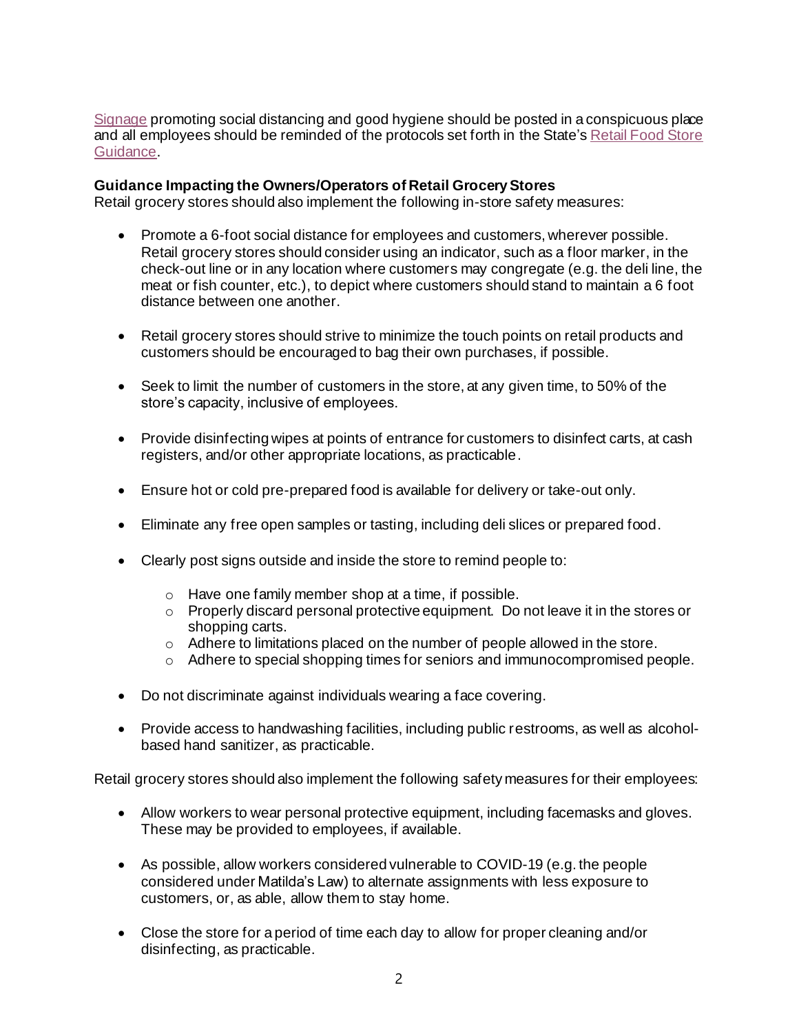[Signage](#) promoting social distancing and good hygiene should be posted in a conspicuous place and all employees should be reminded of the protocols set forth in the State's [Retail Food Store Guidance](#).

**Guidance Impacting the Owners/Operators of Retail Grocery Stores**
Retail grocery stores should also implement the following in-store safety measures:

- Promote a 6-foot social distance for employees and customers, wherever possible. Retail grocery stores should consider using an indicator, such as a floor marker, in the check-out line or in any location where customers may congregate (e.g. the deli line, the meat or fish counter, etc.), to depict where customers should stand to maintain a 6 foot distance between one another.

- Retail grocery stores should strive to minimize the touch points on retail products and customers should be encouraged to bag their own purchases, if possible.

- Seek to limit the number of customers in the store, at any given time, to 50% of the store's capacity, inclusive of employees.

- Provide disinfecting wipes at points of entrance for customers to disinfect carts, at cash registers, and/or other appropriate locations, as practicable.

- Ensure hot or cold pre-prepared food is available for delivery or take-out only.

- Eliminate any free open samples or tasting, including deli slices or prepared food.

- Clearly post signs outside and inside the store to remind people to:
  - Have one family member shop at a time, if possible.
  - Properly discard personal protective equipment. Do not leave it in the stores or shopping carts.
  - Adhere to limitations placed on the number of people allowed in the store.
  - Adhere to special shopping times for seniors and immunocompromised people.

- Do not discriminate against individuals wearing a face covering.

- Provide access to handwashing facilities, including public restrooms, as well as alcohol-based hand sanitizer, as practicable.

Retail grocery stores should also implement the following safety measures for their employees:

- Allow workers to wear personal protective equipment, including facemasks and gloves. These may be provided to employees, if available.

- As possible, allow workers considered vulnerable to COVID-19 (e.g. the people considered under Matilda's Law) to alternate assignments with less exposure to customers, or, as able, allow them to stay home.

- Close the store for a period of time each day to allow for proper cleaning and/or disinfecting, as practicable.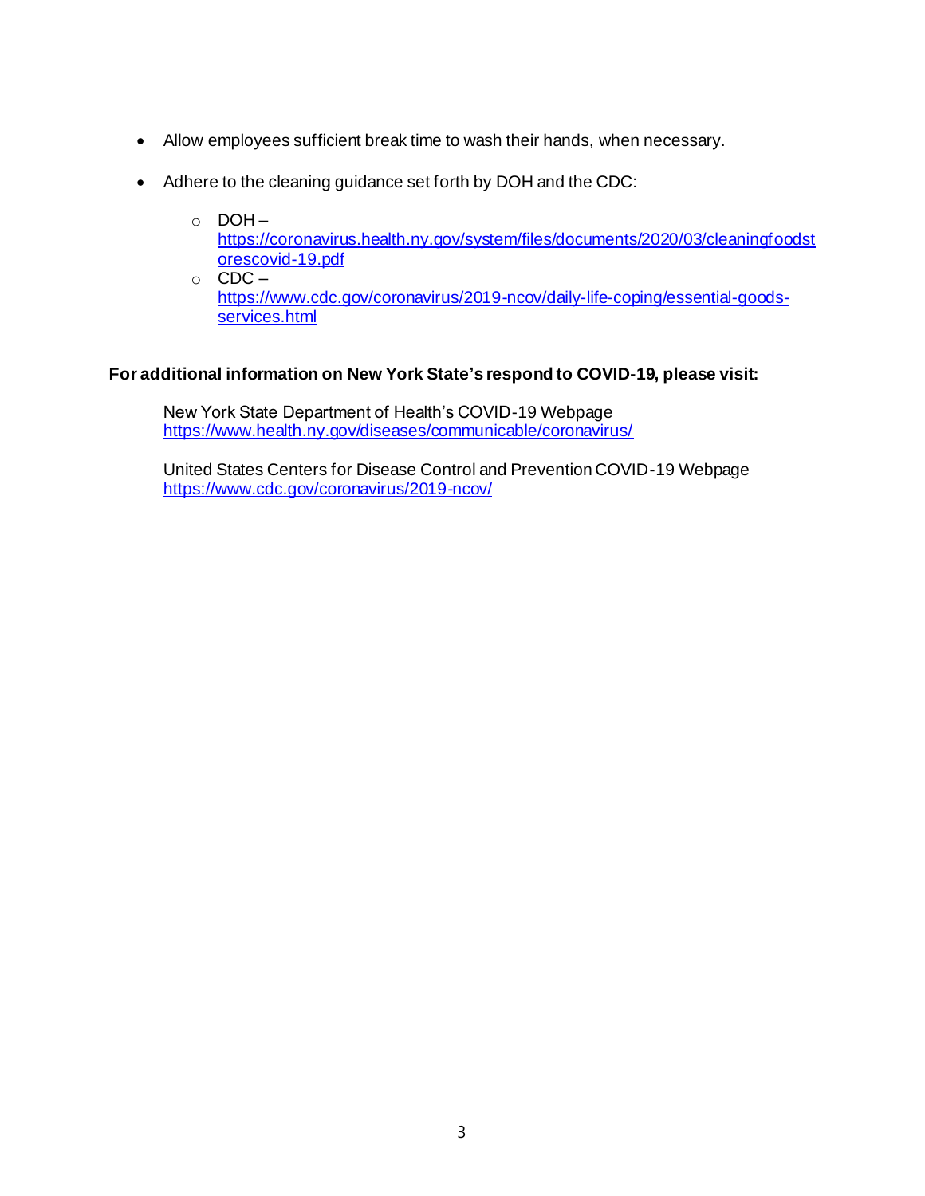- Allow employees sufficient break time to wash their hands, when necessary.

- Adhere to the cleaning guidance set forth by DOH and the CDC:

  - DOH – https://coronavirus.health.ny.gov/system/files/documents/2020/03/cleaningfoodstorescovid-19.pdf
  - CDC – https://www.cdc.gov/coronavirus/2019-ncov/daily-life-coping/essential-goods-services.html

**For additional information on New York State's respond to COVID-19, please visit:**

New York State Department of Health's COVID-19 Webpage
https://www.health.ny.gov/diseases/communicable/coronavirus/

United States Centers for Disease Control and Prevention COVID-19 Webpage
https://www.cdc.gov/coronavirus/2019-ncov/